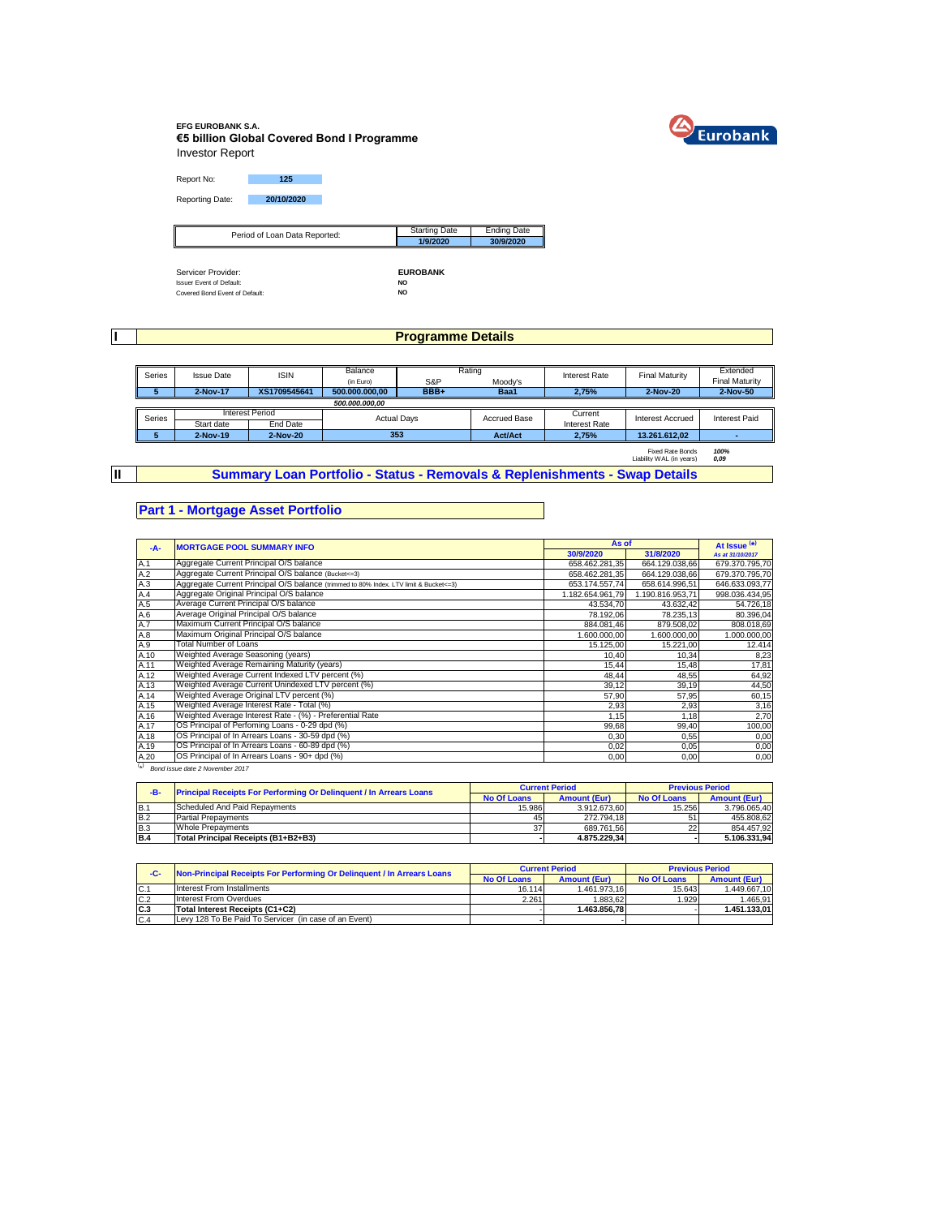**EFG EUROBANK S.A.**

**€5 billion Global Covered Bond I Programme**

Investor Report

Eurobank

| Report No: | 125 |
|---|---|
| Reporting Date: | 20/10/2020 |

| Period of Loan Data Reported: | Starting Date | Ending Date |
|---|---|---|
| | 1/9/2020 | 30/9/2020 |

| | |
|---|---|
| Servicer Provider: | EUROBANK |
| Issuer Event of Default: | NO |
| Covered Bond Event of Default: | NO |

## I Programme Details

| Series | Issue Date | ISIN | Balance (in Euro) | Rating S&P | Rating Moody's | Interest Rate | Final Maturity | Extended Final Maturity |
|---|---|---|---|---|---|---|---|---|
| 5 | 2-Nov-17 | XS1709545641 | 500.000.000,00 | BBB+ | Baa1 | 2,75% | 2-Nov-20 | 2-Nov-50 |
| | | | 500.000.000,00 | | | | | |

| Series | Interest Period Start date | Interest Period End Date | Actual Days | Accrued Base | Current Interest Rate | Interest Accrued | Interest Paid |
|---|---|---|---|---|---|---|---|
| 5 | 2-Nov-19 | 2-Nov-20 | 353 | Act/Act | 2,75% | 13.261.612,02 | - |

| | |
|---|---|
| Fixed Rate Bonds | 100% |
| Liability WAL (in years) | 0,09 |

## II Summary Loan Portfolio - Status - Removals & Replenishments - Swap Details

### Part 1 - Mortgage Asset Portfolio

| -A- | MORTGAGE POOL SUMMARY INFO | As of 30/9/2020 | As of 31/8/2020 | At Issue (*) As at 31/10/2017 |
|---|---|---|---|---|
| A.1 | Aggregate Current Principal O/S balance | 658.462.281,35 | 664.129.038,66 | 679.370.795,70 |
| A.2 | Aggregate Current Principal O/S balance (Bucket<=3) | 658.462.281,35 | 664.129.038,66 | 679.370.795,70 |
| A.3 | Aggregate Current Principal O/S balance (trimmed to 80% Index. LTV limit & Bucket<=3) | 653.174.557,74 | 658.614.996,51 | 646.633.093,77 |
| A.4 | Aggregate Original Principal O/S balance | 1.182.654.961,79 | 1.190.816.953,71 | 998.036.434,95 |
| A.5 | Average Current Principal O/S balance | 43.534,70 | 43.632,42 | 54.726,18 |
| A.6 | Average Original Principal O/S balance | 78.192,06 | 78.235,13 | 80.396,04 |
| A.7 | Maximum Current Principal O/S balance | 884.081,46 | 879.508,02 | 808.018,69 |
| A.8 | Maximum Original Principal O/S balance | 1.600.000,00 | 1.600.000,00 | 1.000.000,00 |
| A.9 | Total Number of Loans | 15.125,00 | 15.221,00 | 12.414 |
| A.10 | Weighted Average Seasoning (years) | 10,40 | 10,34 | 8,23 |
| A.11 | Weighted Average Remaining Maturity (years) | 15,44 | 15,48 | 17,81 |
| A.12 | Weighted Average Current Indexed LTV percent (%) | 48,44 | 48,55 | 64,92 |
| A.13 | Weighted Average Current Unindexed LTV percent (%) | 39,12 | 39,19 | 44,50 |
| A.14 | Weighted Average Original LTV percent (%) | 57,90 | 57,95 | 60,15 |
| A.15 | Weighted Average Interest Rate - Total (%) | 2,93 | 2,93 | 3,16 |
| A.16 | Weighted Average Interest Rate - (%) - Preferential Rate | 1,15 | 1,18 | 2,70 |
| A.17 | OS Principal of Perfoming Loans - 0-29 dpd (%) | 99,68 | 99,40 | 100,00 |
| A.18 | OS Principal of In Arrears Loans - 30-59 dpd (%) | 0,30 | 0,55 | 0,00 |
| A.19 | OS Principal of In Arrears Loans - 60-89 dpd (%) | 0,02 | 0,05 | 0,00 |
| A.20 | OS Principal of In Arrears Loans - 90+ dpd (%) | 0,00 | 0,00 | 0,00 |

(*) Bond issue date 2 November 2017

| -B- | Principal Receipts For Performing Or Delinquent / In Arrears Loans | Current Period No Of Loans | Current Period Amount (Eur) | Previous Period No Of Loans | Previous Period Amount (Eur) |
|---|---|---|---|---|---|
| B.1 | Scheduled And Paid Repayments | 15.986 | 3.912.673,60 | 15.256 | 3.796.065,40 |
| B.2 | Partial Prepayments | 45 | 272.794,18 | 51 | 455.808,62 |
| B.3 | Whole Prepayments | 37 | 689.761,56 | 22 | 854.457,92 |
| **B.4** | **Total Principal Receipts (B1+B2+B3)** | - | **4.875.229,34** | - | **5.106.331,94** |

| -C- | Non-Principal Receipts For Performing Or Delinquent / In Arrears Loans | Current Period No Of Loans | Current Period Amount (Eur) | Previous Period No Of Loans | Previous Period Amount (Eur) |
|---|---|---|---|---|---|
| C.1 | Interest From Installments | 16.114 | 1.461.973,16 | 15.643 | 1.449.667,10 |
| C.2 | Interest From Overdues | 2.261 | 1.883,62 | 1.929 | 1.465,91 |
| **C.3** | **Total Interest Receipts (C1+C2)** | - | **1.463.856,78** | - | **1.451.133,01** |
| C.4 | Levy 128 To Be Paid To Servicer (in case of an Event) | - | - | | |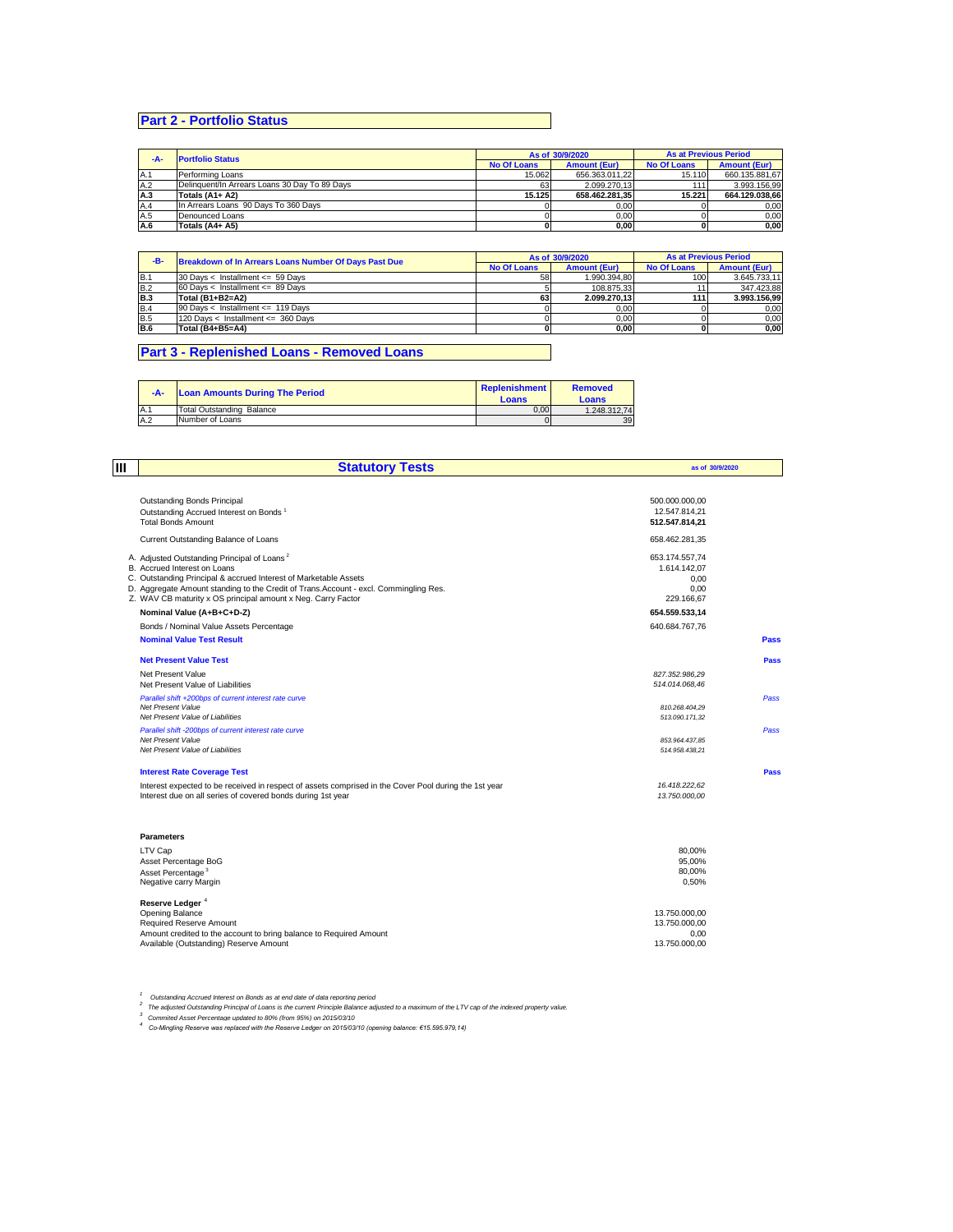## Part 2 - Portfolio Status

| -A- | Portfolio Status | As of 30/9/2020 | | As at Previous Period | |
|---|---|---|---|---|---|
| | | No Of Loans | Amount (Eur) | No Of Loans | Amount (Eur) |
| A.1 | Performing Loans | 15.062 | 656.363.011,22 | 15.110 | 660.135.881,67 |
| A.2 | Delinquent/In Arrears Loans 30 Day To 89 Days | 63 | 2.099.270,13 | 111 | 3.993.156,99 |
| **A.3** | **Totals (A1+ A2)** | **15.125** | **658.462.281,35** | **15.221** | **664.129.038,66** |
| A.4 | In Arrears Loans 90 Days To 360 Days | 0 | 0,00 | 0 | 0,00 |
| A.5 | Denounced Loans | 0 | 0,00 | 0 | 0,00 |
| **A.6** | **Totals (A4+ A5)** | **0** | **0,00** | **0** | **0,00** |

| -B- | Breakdown of In Arrears Loans Number Of Days Past Due | As of 30/9/2020 | | As at Previous Period | |
|---|---|---|---|---|---|
| | | No Of Loans | Amount (Eur) | No Of Loans | Amount (Eur) |
| B.1 | 30 Days < Installment <= 59 Days | 58 | 1.990.394,80 | 100 | 3.645.733,11 |
| B.2 | 60 Days < Installment <= 89 Days | 5 | 108.875,33 | 11 | 347.423,88 |
| **B.3** | **Total (B1+B2=A2)** | **63** | **2.099.270,13** | **111** | **3.993.156,99** |
| B.4 | 90 Days < Installment <= 119 Days | 0 | 0,00 | 0 | 0,00 |
| B.5 | 120 Days < Installment <= 360 Days | 0 | 0,00 | 0 | 0,00 |
| **B.6** | **Total (B4+B5=A4)** | **0** | **0,00** | **0** | **0,00** |

## Part 3 - Replenished Loans - Removed Loans

| -A- | Loan Amounts During The Period | Replenishment Loans | Removed Loans |
|---|---|---|---|
| A.1 | Total Outstanding Balance | 0,00 | 1.248.312,74 |
| A.2 | Number of Loans | 0 | 39 |

## III Statutory Tests

as of 30/9/2020

| | | |
|---|---|---|
| Outstanding Bonds Principal | 500.000.000,00 | |
| Outstanding Accrued Interest on Bonds [1] | 12.547.814,21 | |
| Total Bonds Amount | **512.547.814,21** | |
| Current Outstanding Balance of Loans | 658.462.281,35 | |
| A. Adjusted Outstanding Principal of Loans [2] | 653.174.557,74 | |
| B. Accrued Interest on Loans | 1.614.142,07 | |
| C. Outstanding Principal & accrued Interest of Marketable Assets | 0,00 | |
| D. Aggregate Amount standing to the Credit of Trans.Account - excl. Commingling Res. | 0,00 | |
| Z. WAV CB maturity x OS principal amount x Neg. Carry Factor | 229.166,67 | |
| **Nominal Value (A+B+C+D-Z)** | **654.559.533,14** | |
| Bonds / Nominal Value Assets Percentage | 640.684.767,76 | |
| **Nominal Value Test Result** | | **Pass** |
| **Net Present Value Test** | | **Pass** |
| Net Present Value | *827.352.986,29* | |
| Net Present Value of Liabilities | *514.014.068,46* | |
| *Parallel shift +200bps of current interest rate curve* | | *Pass* |
| *Net Present Value* | *810.268.404,29* | |
| *Net Present Value of Liabilities* | *513.090.171,32* | |
| *Parallel shift -200bps of current interest rate curve* | | *Pass* |
| *Net Present Value* | *853.964.437,85* | |
| *Net Present Value of Liabilities* | *514.958.438,21* | |
| **Interest Rate Coverage Test** | | **Pass** |
| Interest expected to be received in respect of assets comprised in the Cover Pool during the 1st year | *16.418.222,62* | |
| Interest due on all series of covered bonds during 1st year | *13.750.000,00* | |

**Parameters**

| | |
|---|---|
| LTV Cap | 80,00% |
| Asset Percentage BoG | 95,00% |
| Asset Percentage [3] | 80,00% |
| Negative carry Margin | 0,50% |

**Reserve Ledger [4]**

| | |
|---|---|
| Opening Balance | 13.750.000,00 |
| Required Reserve Amount | 13.750.000,00 |
| Amount credited to the account to bring balance to Required Amount | 0,00 |
| Available (Outstanding) Reserve Amount | 13.750.000,00 |

[1] *Outstanding Accrued Interest on Bonds as at end date of data reporting period*
[2] *The adjusted Outstanding Principal of Loans is the current Principle Balance adjusted to a maximum of the LTV cap of the indexed property value.*
[3] *Commited Asset Percentage updated to 80% (from 95%) on 2015/03/10*
[4] *Co-Mingling Reserve was replaced with the Reserve Ledger on 2015/03/10 (opening balance: €15.595.979,14)*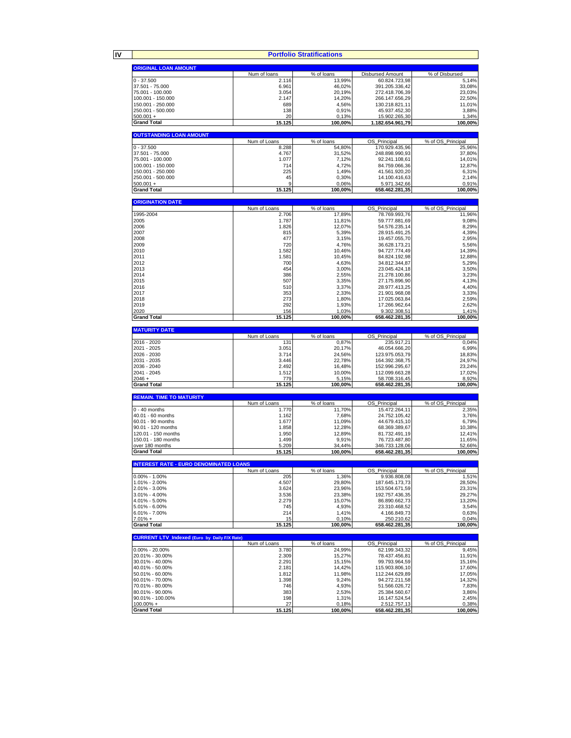# IV Portfolio Stratifications

| ORIGINAL LOAN AMOUNT | Num of loans | % of loans | Disbursed Amount | % of Disbursed |
|---|---|---|---|---|
| 0 - 37.500 | 2.116 | 13,99% | 60.824.723,98 | 5,14% |
| 37.501 - 75.000 | 6.961 | 46,02% | 391.205.336,42 | 33,08% |
| 75.001 - 100.000 | 3.054 | 20,19% | 272.418.706,39 | 23,03% |
| 100.001 - 150.000 | 2.147 | 14,20% | 266.147.656,29 | 22,50% |
| 150.001 - 250.000 | 689 | 4,56% | 130.218.821,11 | 11,01% |
| 250.001 - 500.000 | 138 | 0,91% | 45.937.452,30 | 3,88% |
| 500.001 + | 20 | 0,13% | 15.902.265,30 | 1,34% |
| **Grand Total** | **15.125** | **100,00%** | **1.182.654.961,79** | **100,00%** |

| OUTSTANDING LOAN AMOUNT | Num of Loans | % of loans | OS_Principal | % of OS_Principal |
|---|---|---|---|---|
| 0 - 37.500 | 8.288 | 54,80% | 170.929.435,96 | 25,96% |
| 37.501 - 75.000 | 4.767 | 31,52% | 248.898.990,93 | 37,80% |
| 75.001 - 100.000 | 1.077 | 7,12% | 92.241.108,61 | 14,01% |
| 100.001 - 150.000 | 714 | 4,72% | 84.759.066,36 | 12,87% |
| 150.001 - 250.000 | 225 | 1,49% | 41.561.920,20 | 6,31% |
| 250.001 - 500.000 | 45 | 0,30% | 14.100.416,63 | 2,14% |
| 500.001 + | 9 | 0,06% | 5.971.342,66 | 0,91% |
| **Grand Total** | **15.125** | **100,00%** | **658.462.281,35** | **100,00%** |

| ORIGINATION DATE | Num of Loans | % of loans | OS_Principal | % of OS_Principal |
|---|---|---|---|---|
| 1995-2004 | 2.706 | 17,89% | 78.769.993,76 | 11,96% |
| 2005 | 1.787 | 11,81% | 59.777.881,69 | 9,08% |
| 2006 | 1.826 | 12,07% | 54.576.235,14 | 8,29% |
| 2007 | 815 | 5,39% | 28.915.491,25 | 4,39% |
| 2008 | 477 | 3,15% | 19.457.055,70 | 2,95% |
| 2009 | 720 | 4,76% | 36.628.173,21 | 5,56% |
| 2010 | 1.582 | 10,46% | 94.727.774,49 | 14,39% |
| 2011 | 1.581 | 10,45% | 84.824.192,98 | 12,88% |
| 2012 | 700 | 4,63% | 34.812.344,87 | 5,29% |
| 2013 | 454 | 3,00% | 23.045.424,18 | 3,50% |
| 2014 | 386 | 2,55% | 21.278.100,86 | 3,23% |
| 2015 | 507 | 3,35% | 27.175.896,90 | 4,13% |
| 2016 | 510 | 3,37% | 28.977.413,25 | 4,40% |
| 2017 | 353 | 2,33% | 21.901.968,08 | 3,33% |
| 2018 | 273 | 1,80% | 17.025.063,84 | 2,59% |
| 2019 | 292 | 1,93% | 17.266.962,64 | 2,62% |
| 2020 | 156 | 1,03% | 9.302.308,51 | 1,41% |
| **Grand Total** | **15.125** | **100,00%** | **658.462.281,35** | **100,00%** |

| MATURITY DATE | Num of Loans | % of loans | OS_Principal | % of OS_Principal |
|---|---|---|---|---|
| 2016 - 2020 | 131 | 0,87% | 235.917,21 | 0,04% |
| 2021 - 2025 | 3.051 | 20,17% | 46.054.666,20 | 6,99% |
| 2026 - 2030 | 3.714 | 24,56% | 123.975.053,79 | 18,83% |
| 2031 - 2035 | 3.446 | 22,78% | 164.392.368,75 | 24,97% |
| 2036 - 2040 | 2.492 | 16,48% | 152.996.295,67 | 23,24% |
| 2041 - 2045 | 1.512 | 10,00% | 112.099.663,28 | 17,02% |
| 2046 + | 779 | 5,15% | 58.708.316,45 | 8,92% |
| **Grand Total** | **15.125** | **100,00%** | **658.462.281,35** | **100,00%** |

| REMAIN. TIME TO MATURITY | Num of Loans | % of loans | OS_Principal | % of OS_Principal |
|---|---|---|---|---|
| 0 - 40 months | 1.770 | 11,70% | 15.472.264,11 | 2,35% |
| 40.01 - 60 months | 1.162 | 7,68% | 24.752.105,42 | 3,76% |
| 60.01 - 90 months | 1.677 | 11,09% | 44.679.415,10 | 6,79% |
| 90.01 - 120 months | 1.858 | 12,28% | 68.369.389,67 | 10,38% |
| 120.01 - 150 months | 1.950 | 12,89% | 81.732.491,19 | 12,41% |
| 150.01 - 180 months | 1.499 | 9,91% | 76.723.487,80 | 11,65% |
| over 180 months | 5.209 | 34,44% | 346.733.128,06 | 52,66% |
| **Grand Total** | **15.125** | **100,00%** | **658.462.281,35** | **100,00%** |

| INTEREST RATE - EURO DENOMINATED LOANS | Num of Loans | % of loans | OS_Principal | % of OS_Principal |
|---|---|---|---|---|
| 0.00% - 1.00% | 205 | 1,36% | 9.936.808,08 | 1,51% |
| 1.01% - 2.00% | 4.507 | 29,80% | 187.645.173,73 | 28,50% |
| 2.01% - 3.00% | 3.624 | 23,96% | 153.504.671,59 | 23,31% |
| 3.01% - 4.00% | 3.536 | 23,38% | 192.757.436,35 | 29,27% |
| 4.01% - 5.00% | 2.279 | 15,07% | 86.890.662,73 | 13,20% |
| 5.01% - 6.00% | 745 | 4,93% | 23.310.468,52 | 3,54% |
| 6.01% - 7.00% | 214 | 1,41% | 4.166.849,73 | 0,63% |
| 7.01% + | 15 | 0,10% | 250.210,62 | 0,04% |
| **Grand Total** | **15.125** | **100,00%** | **658.462.281,35** | **100,00%** |

| CURRENT LTV_Indexed (Euro by Daily F/X Rate) | Num of Loans | % of loans | OS_Principal | % of OS_Principal |
|---|---|---|---|---|
| 0.00% - 20.00% | 3.780 | 24,99% | 62.199.343,32 | 9,45% |
| 20.01% - 30.00% | 2.309 | 15,27% | 78.437.456,81 | 11,91% |
| 30.01% - 40.00% | 2.291 | 15,15% | 99.793.964,59 | 15,16% |
| 40.01% - 50.00% | 2.181 | 14,42% | 115.903.806,10 | 17,60% |
| 50.01% - 60.00% | 1.812 | 11,98% | 112.244.629,89 | 17,05% |
| 60.01% - 70.00% | 1.398 | 9,24% | 94.272.211,58 | 14,32% |
| 70.01% - 80.00% | 746 | 4,93% | 51.566.026,72 | 7,83% |
| 80.01% - 90.00% | 383 | 2,53% | 25.384.560,67 | 3,86% |
| 90.01% - 100.00% | 198 | 1,31% | 16.147.524,54 | 2,45% |
| 100.00% + | 27 | 0,18% | 2.512.757,13 | 0,38% |
| **Grand Total** | **15.125** | **100,00%** | **658.462.281,35** | **100,00%** |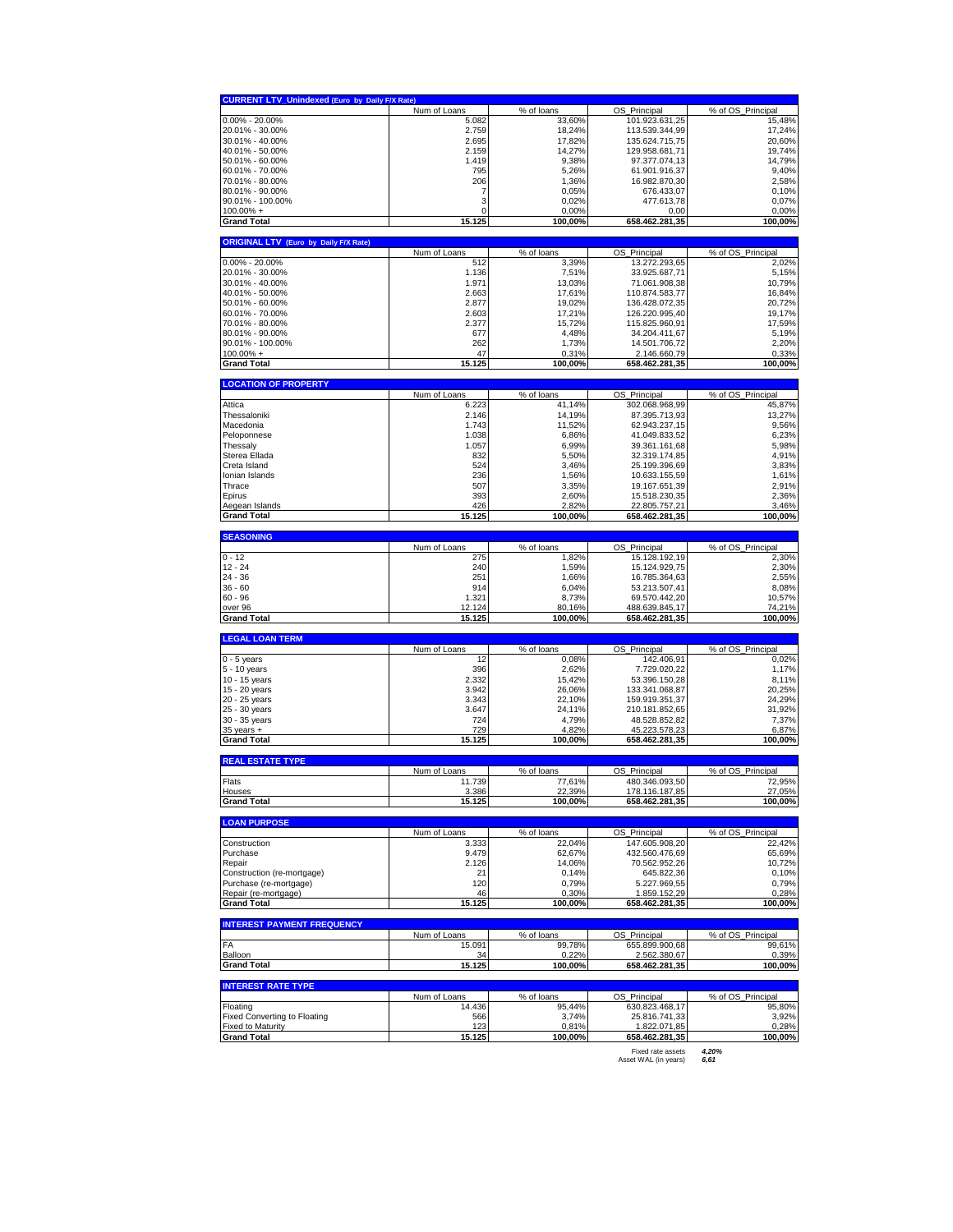| CURRENT LTV_Unindexed (Euro by Daily F/X Rate) | Num of Loans | % of loans | OS_Principal | % of OS_Principal |
|---|---|---|---|---|
| 0.00% - 20.00% | 5.082 | 33,60% | 101.923.631,25 | 15,48% |
| 20.01% - 30.00% | 2.759 | 18,24% | 113.539.344,99 | 17,24% |
| 30.01% - 40.00% | 2.695 | 17,82% | 135.624.715,75 | 20,60% |
| 40.01% - 50.00% | 2.159 | 14,27% | 129.958.681,71 | 19,74% |
| 50.01% - 60.00% | 1.419 | 9,38% | 97.377.074,13 | 14,79% |
| 60.01% - 70.00% | 795 | 5,26% | 61.901.916,37 | 9,40% |
| 70.01% - 80.00% | 206 | 1,36% | 16.982.870,30 | 2,58% |
| 80.01% - 90.00% | 7 | 0,05% | 676.433,07 | 0,10% |
| 90.01% - 100.00% | 3 | 0,02% | 477.613,78 | 0,07% |
| 100.00% + | 0 | 0,00% | 0,00 | 0,00% |
| **Grand Total** | **15.125** | **100,00%** | **658.462.281,35** | **100,00%** |

| ORIGINAL LTV (Euro by Daily F/X Rate) | Num of Loans | % of loans | OS_Principal | % of OS_Principal |
|---|---|---|---|---|
| 0.00% - 20.00% | 512 | 3,39% | 13.272.293,65 | 2,02% |
| 20.01% - 30.00% | 1.136 | 7,51% | 33.925.687,71 | 5,15% |
| 30.01% - 40.00% | 1.971 | 13,03% | 71.061.908,38 | 10,79% |
| 40.01% - 50.00% | 2.663 | 17,61% | 110.874.583,77 | 16,84% |
| 50.01% - 60.00% | 2.877 | 19,02% | 136.428.072,35 | 20,72% |
| 60.01% - 70.00% | 2.603 | 17,21% | 126.220.995,40 | 19,17% |
| 70.01% - 80.00% | 2.377 | 15,72% | 115.825.960,91 | 17,59% |
| 80.01% - 90.00% | 677 | 4,48% | 34.204.411,67 | 5,19% |
| 90.01% - 100.00% | 262 | 1,73% | 14.501.706,72 | 2,20% |
| 100.00% + | 47 | 0,31% | 2.146.660,79 | 0,33% |
| **Grand Total** | **15.125** | **100,00%** | **658.462.281,35** | **100,00%** |

| LOCATION OF PROPERTY | Num of Loans | % of loans | OS_Principal | % of OS_Principal |
|---|---|---|---|---|
| Attica | 6.223 | 41,14% | 302.068.968,99 | 45,87% |
| Thessaloniki | 2.146 | 14,19% | 87.395.713,93 | 13,27% |
| Macedonia | 1.743 | 11,52% | 62.943.237,15 | 9,56% |
| Peloponnese | 1.038 | 6,86% | 41.049.833,52 | 6,23% |
| Thessaly | 1.057 | 6,99% | 39.361.161,68 | 5,98% |
| Sterea Ellada | 832 | 5,50% | 32.319.174,85 | 4,91% |
| Creta Island | 524 | 3,46% | 25.199.396,69 | 3,83% |
| Ionian Islands | 236 | 1,56% | 10.633.155,59 | 1,61% |
| Thrace | 507 | 3,35% | 19.167.651,39 | 2,91% |
| Epirus | 393 | 2,60% | 15.518.230,35 | 2,36% |
| Aegean Islands | 426 | 2,82% | 22.805.757,21 | 3,46% |
| **Grand Total** | **15.125** | **100,00%** | **658.462.281,35** | **100,00%** |

| SEASONING | Num of Loans | % of loans | OS_Principal | % of OS_Principal |
|---|---|---|---|---|
| 0 - 12 | 275 | 1,82% | 15.128.192,19 | 2,30% |
| 12 - 24 | 240 | 1,59% | 15.124.929,75 | 2,30% |
| 24 - 36 | 251 | 1,66% | 16.785.364,63 | 2,55% |
| 36 - 60 | 914 | 6,04% | 53.213.507,41 | 8,08% |
| 60 - 96 | 1.321 | 8,73% | 69.570.442,20 | 10,57% |
| over 96 | 12.124 | 80,16% | 488.639.845,17 | 74,21% |
| **Grand Total** | **15.125** | **100,00%** | **658.462.281,35** | **100,00%** |

| LEGAL LOAN TERM | Num of Loans | % of loans | OS_Principal | % of OS_Principal |
|---|---|---|---|---|
| 0 - 5 years | 12 | 0,08% | 142.406,91 | 0,02% |
| 5 - 10 years | 396 | 2,62% | 7.729.020,22 | 1,17% |
| 10 - 15 years | 2.332 | 15,42% | 53.396.150,28 | 8,11% |
| 15 - 20 years | 3.942 | 26,06% | 133.341.068,87 | 20,25% |
| 20 - 25 years | 3.343 | 22,10% | 159.919.351,37 | 24,29% |
| 25 - 30 years | 3.647 | 24,11% | 210.181.852,65 | 31,92% |
| 30 - 35 years | 724 | 4,79% | 48.528.852,82 | 7,37% |
| 35 years + | 729 | 4,82% | 45.223.578,23 | 6,87% |
| **Grand Total** | **15.125** | **100,00%** | **658.462.281,35** | **100,00%** |

| REAL ESTATE TYPE | Num of Loans | % of loans | OS_Principal | % of OS_Principal |
|---|---|---|---|---|
| Flats | 11.739 | 77,61% | 480.346.093,50 | 72,95% |
| Houses | 3.386 | 22,39% | 178.116.187,85 | 27,05% |
| **Grand Total** | **15.125** | **100,00%** | **658.462.281,35** | **100,00%** |

| LOAN PURPOSE | Num of Loans | % of loans | OS_Principal | % of OS_Principal |
|---|---|---|---|---|
| Construction | 3.333 | 22,04% | 147.605.908,20 | 22,42% |
| Purchase | 9.479 | 62,67% | 432.560.476,69 | 65,69% |
| Repair | 2.126 | 14,06% | 70.562.952,26 | 10,72% |
| Construction (re-mortgage) | 21 | 0,14% | 645.822,36 | 0,10% |
| Purchase (re-mortgage) | 120 | 0,79% | 5.227.969,55 | 0,79% |
| Repair (re-mortgage) | 46 | 0,30% | 1.859.152,29 | 0,28% |
| **Grand Total** | **15.125** | **100,00%** | **658.462.281,35** | **100,00%** |

| INTEREST PAYMENT FREQUENCY | Num of Loans | % of loans | OS_Principal | % of OS_Principal |
|---|---|---|---|---|
| FA | 15.091 | 99,78% | 655.899.900,68 | 99,61% |
| Balloon | 34 | 0,22% | 2.562.380,67 | 0,39% |
| **Grand Total** | **15.125** | **100,00%** | **658.462.281,35** | **100,00%** |

| INTEREST RATE TYPE | Num of Loans | % of loans | OS_Principal | % of OS_Principal |
|---|---|---|---|---|
| Floating | 14.436 | 95,44% | 630.823.468,17 | 95,80% |
| Fixed Converting to Floating | 566 | 3,74% | 25.816.741,33 | 3,92% |
| Fixed to Maturity | 123 | 0,81% | 1.822.071,85 | 0,28% |
| **Grand Total** | **15.125** | **100,00%** | **658.462.281,35** | **100,00%** |

Fixed rate assets *4,20%*
Asset WAL (in years) *6,61*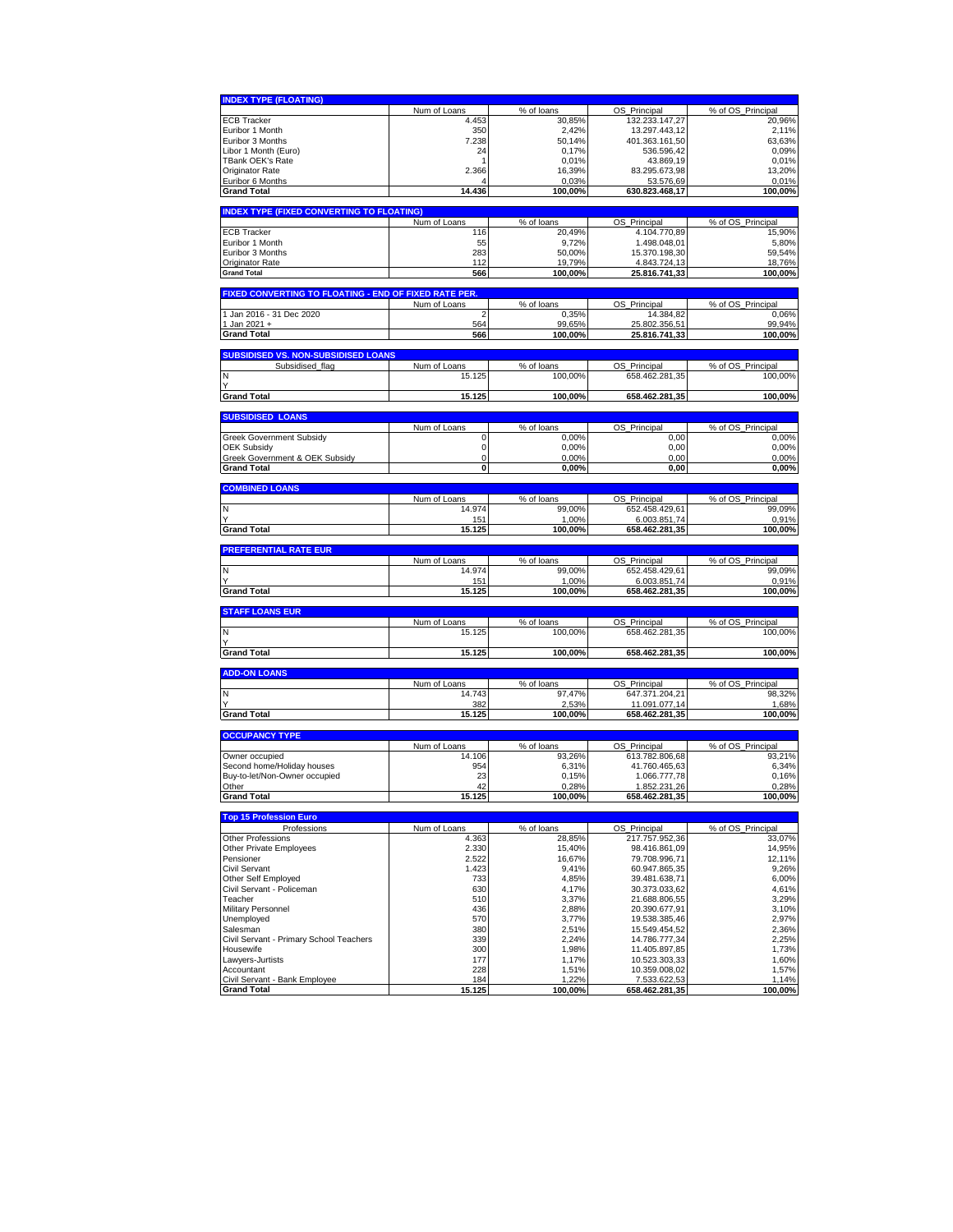| INDEX TYPE (FLOATING) | Num of Loans | % of loans | OS_Principal | % of OS_Principal |
|---|---|---|---|---|
| ECB Tracker | 4.453 | 30,85% | 132.233.147,27 | 20,96% |
| Euribor 1 Month | 350 | 2,42% | 13.297.443,12 | 2,11% |
| Euribor 3 Months | 7.238 | 50,14% | 401.363.161,50 | 63,63% |
| Libor 1 Month (Euro) | 24 | 0,17% | 536.596,42 | 0,09% |
| TBank OEK's Rate | 1 | 0,01% | 43.869,19 | 0,01% |
| Originator Rate | 2.366 | 16,39% | 83.295.673,98 | 13,20% |
| Euribor 6 Months | 4 | 0,03% | 53.576,69 | 0,01% |
| **Grand Total** | **14.436** | **100,00%** | **630.823.468,17** | **100,00%** |

| INDEX TYPE (FIXED CONVERTING TO FLOATING) | Num of Loans | % of loans | OS_Principal | % of OS_Principal |
|---|---|---|---|---|
| ECB Tracker | 116 | 20,49% | 4.104.770,89 | 15,90% |
| Euribor 1 Month | 55 | 9,72% | 1.498.048,01 | 5,80% |
| Euribor 3 Months | 283 | 50,00% | 15.370.198,30 | 59,54% |
| Originator Rate | 112 | 19,79% | 4.843.724,13 | 18,76% |
| **Grand Total** | **566** | **100,00%** | **25.816.741,33** | **100,00%** |

| FIXED CONVERTING TO FLOATING - END OF FIXED RATE PER. | Num of Loans | % of loans | OS_Principal | % of OS_Principal |
|---|---|---|---|---|
| 1 Jan 2016 - 31 Dec 2020 | 2 | 0,35% | 14.384,82 | 0,06% |
| 1 Jan 2021 + | 564 | 99,65% | 25.802.356,51 | 99,94% |
| **Grand Total** | **566** | **100,00%** | **25.816.741,33** | **100,00%** |

| SUBSIDISED VS. NON-SUBSIDISED LOANS | | | | |
|---|---|---|---|---|
| Subsidised_flag | Num of Loans | % of loans | OS_Principal | % of OS_Principal |
| N | 15.125 | 100,00% | 658.462.281,35 | 100,00% |
| Y | | | | |
| **Grand Total** | **15.125** | **100,00%** | **658.462.281,35** | **100,00%** |

| SUBSIDISED LOANS | Num of Loans | % of loans | OS_Principal | % of OS_Principal |
|---|---|---|---|---|
| Greek Government Subsidy | 0 | 0,00% | 0,00 | 0,00% |
| OEK Subsidy | 0 | 0,00% | 0,00 | 0,00% |
| Greek Government & OEK Subsidy | 0 | 0,00% | 0,00 | 0,00% |
| **Grand Total** | **0** | **0,00%** | **0,00** | **0,00%** |

| COMBINED LOANS | Num of Loans | % of loans | OS_Principal | % of OS_Principal |
|---|---|---|---|---|
| N | 14.974 | 99,00% | 652.458.429,61 | 99,09% |
| Y | 151 | 1,00% | 6.003.851,74 | 0,91% |
| **Grand Total** | **15.125** | **100,00%** | **658.462.281,35** | **100,00%** |

| PREFERENTIAL RATE EUR | Num of Loans | % of loans | OS_Principal | % of OS_Principal |
|---|---|---|---|---|
| N | 14.974 | 99,00% | 652.458.429,61 | 99,09% |
| Y | 151 | 1,00% | 6.003.851,74 | 0,91% |
| **Grand Total** | **15.125** | **100,00%** | **658.462.281,35** | **100,00%** |

| STAFF LOANS EUR | Num of Loans | % of loans | OS_Principal | % of OS_Principal |
|---|---|---|---|---|
| N | 15.125 | 100,00% | 658.462.281,35 | 100,00% |
| Y | | | | |
| **Grand Total** | **15.125** | **100,00%** | **658.462.281,35** | **100,00%** |

| ADD-ON LOANS | Num of Loans | % of loans | OS_Principal | % of OS_Principal |
|---|---|---|---|---|
| N | 14.743 | 97,47% | 647.371.204,21 | 98,32% |
| Y | 382 | 2,53% | 11.091.077,14 | 1,68% |
| **Grand Total** | **15.125** | **100,00%** | **658.462.281,35** | **100,00%** |

| OCCUPANCY TYPE | Num of Loans | % of loans | OS_Principal | % of OS_Principal |
|---|---|---|---|---|
| Owner occupied | 14.106 | 93,26% | 613.782.806,68 | 93,21% |
| Second home/Holiday houses | 954 | 6,31% | 41.760.465,63 | 6,34% |
| Buy-to-let/Non-Owner occupied | 23 | 0,15% | 1.066.777,78 | 0,16% |
| Other | 42 | 0,28% | 1.852.231,26 | 0,28% |
| **Grand Total** | **15.125** | **100,00%** | **658.462.281,35** | **100,00%** |

| Top 15 Profession Euro | | | | |
|---|---|---|---|---|
| Professions | Num of Loans | % of loans | OS_Principal | % of OS_Principal |
| Other Professions | 4.363 | 28,85% | 217.757.952,36 | 33,07% |
| Other Private Employees | 2.330 | 15,40% | 98.416.861,09 | 14,95% |
| Pensioner | 2.522 | 16,67% | 79.708.996,71 | 12,11% |
| Civil Servant | 1.423 | 9,41% | 60.947.865,35 | 9,26% |
| Other Self Employed | 733 | 4,85% | 39.481.638,71 | 6,00% |
| Civil Servant - Policeman | 630 | 4,17% | 30.373.033,62 | 4,61% |
| Teacher | 510 | 3,37% | 21.688.806,55 | 3,29% |
| Military Personnel | 436 | 2,88% | 20.390.677,91 | 3,10% |
| Unemployed | 570 | 3,77% | 19.538.385,46 | 2,97% |
| Salesman | 380 | 2,51% | 15.549.454,52 | 2,36% |
| Civil Servant - Primary School Teachers | 339 | 2,24% | 14.786.777,34 | 2,25% |
| Housewife | 300 | 1,98% | 11.405.897,85 | 1,73% |
| Lawyers-Jurtists | 177 | 1,17% | 10.523.303,33 | 1,60% |
| Accountant | 228 | 1,51% | 10.359.008,02 | 1,57% |
| Civil Servant - Bank Employee | 184 | 1,22% | 7.533.622,53 | 1,14% |
| **Grand Total** | **15.125** | **100,00%** | **658.462.281,35** | **100,00%** |